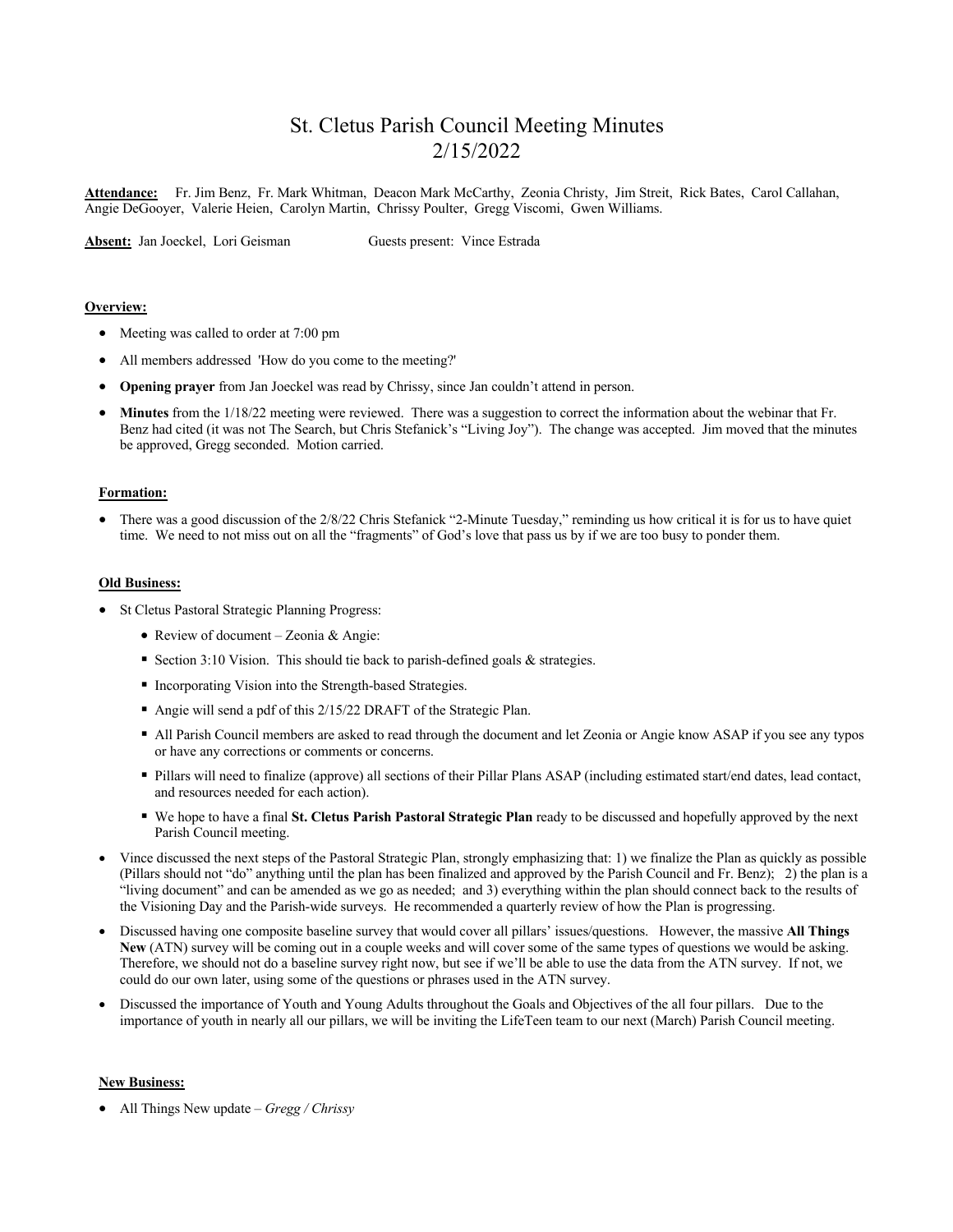# St. Cletus Parish Council Meeting Minutes
# 2/15/2022

**Attendance:** Fr. Jim Benz, Fr. Mark Whitman, Deacon Mark McCarthy, Zeonia Christy, Jim Streit, Rick Bates, Carol Callahan, Angie DeGooyer, Valerie Heien, Carolyn Martin, Chrissy Poulter, Gregg Viscomi, Gwen Williams.

**Absent:** Jan Joeckel, Lori Geisman     Guests present: Vince Estrada

## Overview:

- Meeting was called to order at 7:00 pm
- All members addressed 'How do you come to the meeting?'
- **Opening prayer** from Jan Joeckel was read by Chrissy, since Jan couldn't attend in person.
- **Minutes** from the 1/18/22 meeting were reviewed. There was a suggestion to correct the information about the webinar that Fr. Benz had cited (it was not The Search, but Chris Stefanick's "Living Joy"). The change was accepted. Jim moved that the minutes be approved, Gregg seconded. Motion carried.

## Formation:

- There was a good discussion of the 2/8/22 Chris Stefanick "2-Minute Tuesday," reminding us how critical it is for us to have quiet time. We need to not miss out on all the "fragments" of God's love that pass us by if we are too busy to ponder them.

## Old Business:

- St Cletus Pastoral Strategic Planning Progress:
  - Review of document – Zeonia & Angie:
  - Section 3:10 Vision. This should tie back to parish-defined goals & strategies.
  - Incorporating Vision into the Strength-based Strategies.
  - Angie will send a pdf of this 2/15/22 DRAFT of the Strategic Plan.
  - All Parish Council members are asked to read through the document and let Zeonia or Angie know ASAP if you see any typos or have any corrections or comments or concerns.
  - Pillars will need to finalize (approve) all sections of their Pillar Plans ASAP (including estimated start/end dates, lead contact, and resources needed for each action).
  - We hope to have a final **St. Cletus Parish Pastoral Strategic Plan** ready to be discussed and hopefully approved by the next Parish Council meeting.
- Vince discussed the next steps of the Pastoral Strategic Plan, strongly emphasizing that: 1) we finalize the Plan as quickly as possible (Pillars should not "do" anything until the plan has been finalized and approved by the Parish Council and Fr. Benz); 2) the plan is a "living document" and can be amended as we go as needed; and 3) everything within the plan should connect back to the results of the Visioning Day and the Parish-wide surveys. He recommended a quarterly review of how the Plan is progressing.
- Discussed having one composite baseline survey that would cover all pillars' issues/questions. However, the massive **All Things New** (ATN) survey will be coming out in a couple weeks and will cover some of the same types of questions we would be asking. Therefore, we should not do a baseline survey right now, but see if we'll be able to use the data from the ATN survey. If not, we could do our own later, using some of the questions or phrases used in the ATN survey.
- Discussed the importance of Youth and Young Adults throughout the Goals and Objectives of the all four pillars. Due to the importance of youth in nearly all our pillars, we will be inviting the LifeTeen team to our next (March) Parish Council meeting.

## New Business:

- All Things New update – *Gregg / Chrissy*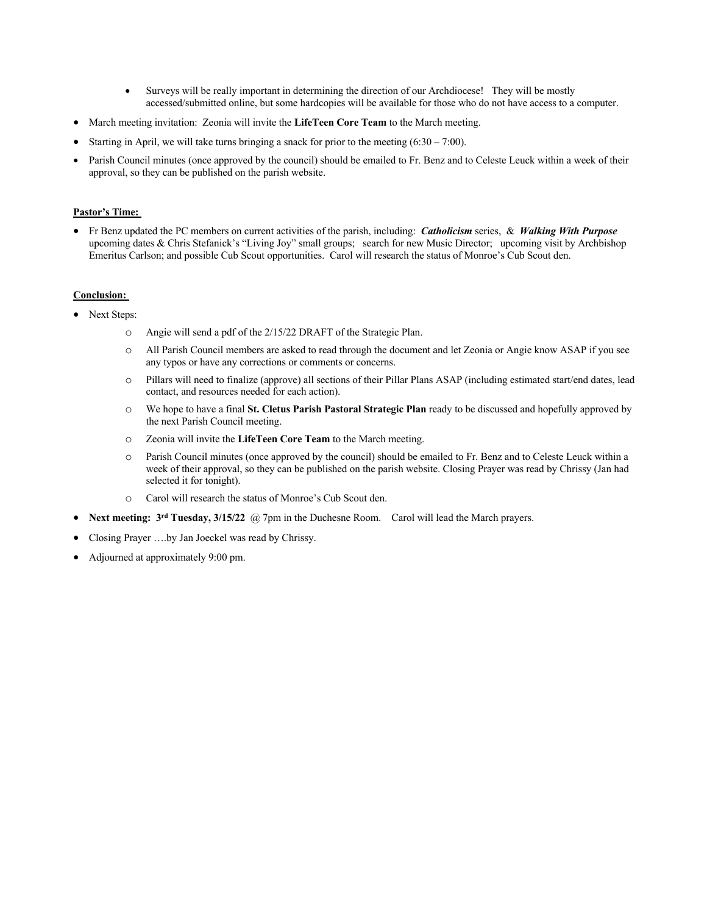- Surveys will be really important in determining the direction of our Archdiocese! They will be mostly accessed/submitted online, but some hardcopies will be available for those who do not have access to a computer.
- March meeting invitation: Zeonia will invite the **LifeTeen Core Team** to the March meeting.
- Starting in April, we will take turns bringing a snack for prior to the meeting (6:30 – 7:00).
- Parish Council minutes (once approved by the council) should be emailed to Fr. Benz and to Celeste Leuck within a week of their approval, so they can be published on the parish website.

**Pastor's Time:**

- Fr Benz updated the PC members on current activities of the parish, including: ***Catholicism*** series, & ***Walking With Purpose*** upcoming dates & Chris Stefanick's "Living Joy" small groups; search for new Music Director; upcoming visit by Archbishop Emeritus Carlson; and possible Cub Scout opportunities. Carol will research the status of Monroe's Cub Scout den.

**Conclusion:**

- Next Steps:
  - Angie will send a pdf of the 2/15/22 DRAFT of the Strategic Plan.
  - All Parish Council members are asked to read through the document and let Zeonia or Angie know ASAP if you see any typos or have any corrections or comments or concerns.
  - Pillars will need to finalize (approve) all sections of their Pillar Plans ASAP (including estimated start/end dates, lead contact, and resources needed for each action).
  - We hope to have a final **St. Cletus Parish Pastoral Strategic Plan** ready to be discussed and hopefully approved by the next Parish Council meeting.
  - Zeonia will invite the **LifeTeen Core Team** to the March meeting.
  - Parish Council minutes (once approved by the council) should be emailed to Fr. Benz and to Celeste Leuck within a week of their approval, so they can be published on the parish website. Closing Prayer was read by Chrissy (Jan had selected it for tonight).
  - Carol will research the status of Monroe's Cub Scout den.
- **Next meeting: 3rd Tuesday, 3/15/22** @ 7pm in the Duchesne Room. Carol will lead the March prayers.
- Closing Prayer ….by Jan Joeckel was read by Chrissy.
- Adjourned at approximately 9:00 pm.